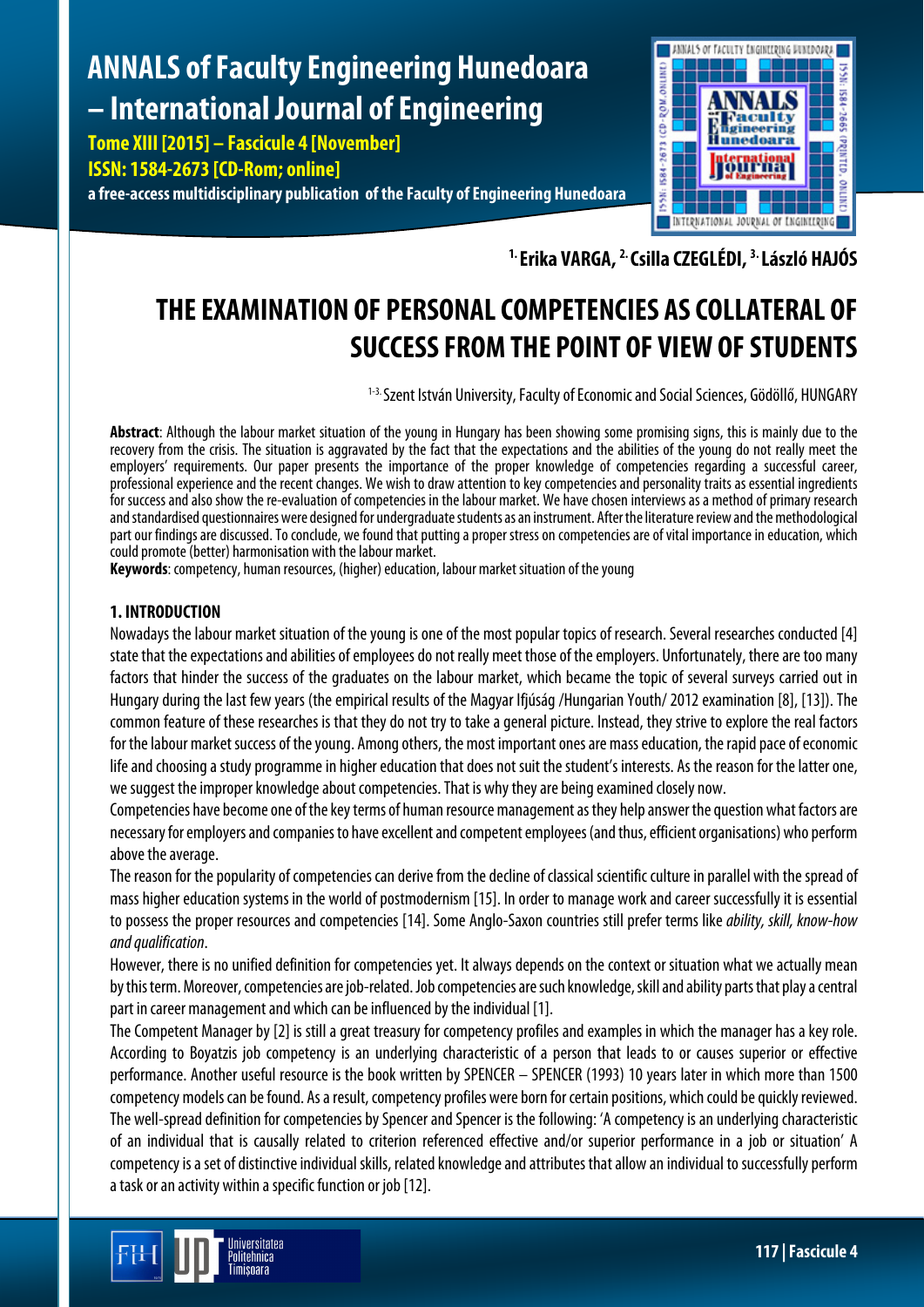# THE EXAMINATION OF PERSONAL COMPETENCIES AS COLLATERAL OF SUCCESS FROM THE POINT OF VIEW OF STUDENTS

[1.] Erika VARGA, [2.] Csilla CZEGLÉDI, [3.] László HAJÓS

[1-3.] Szent István University, Faculty of Economic and Social Sciences, Gödöllő, HUNGARY

**Abstract**: Although the labour market situation of the young in Hungary has been showing some promising signs, this is mainly due to the recovery from the crisis. The situation is aggravated by the fact that the expectations and the abilities of the young do not really meet the employers' requirements. Our paper presents the importance of the proper knowledge of competencies regarding a successful career, professional experience and the recent changes. We wish to draw attention to key competencies and personality traits as essential ingredients for success and also show the re-evaluation of competencies in the labour market. We have chosen interviews as a method of primary research and standardised questionnaires were designed for undergraduate students as an instrument. After the literature review and the methodological part our findings are discussed. To conclude, we found that putting a proper stress on competencies are of vital importance in education, which could promote (better) harmonisation with the labour market.

**Keywords**: competency, human resources, (higher) education, labour market situation of the young

## 1. INTRODUCTION

Nowadays the labour market situation of the young is one of the most popular topics of research. Several researches conducted [4] state that the expectations and abilities of employees do not really meet those of the employers. Unfortunately, there are too many factors that hinder the success of the graduates on the labour market, which became the topic of several surveys carried out in Hungary during the last few years (the empirical results of the Magyar Ifjúság /Hungarian Youth/ 2012 examination [8], [13]). The common feature of these researches is that they do not try to take a general picture. Instead, they strive to explore the real factors for the labour market success of the young. Among others, the most important ones are mass education, the rapid pace of economic life and choosing a study programme in higher education that does not suit the student's interests. As the reason for the latter one, we suggest the improper knowledge about competencies. That is why they are being examined closely now.

Competencies have become one of the key terms of human resource management as they help answer the question what factors are necessary for employers and companies to have excellent and competent employees (and thus, efficient organisations) who perform above the average.

The reason for the popularity of competencies can derive from the decline of classical scientific culture in parallel with the spread of mass higher education systems in the world of postmodernism [15]. In order to manage work and career successfully it is essential to possess the proper resources and competencies [14]. Some Anglo-Saxon countries still prefer terms like *ability, skill, know-how and qualification*.

However, there is no unified definition for competencies yet. It always depends on the context or situation what we actually mean by this term. Moreover, competencies are job-related. Job competencies are such knowledge, skill and ability parts that play a central part in career management and which can be influenced by the individual [1].

The Competent Manager by [2] is still a great treasury for competency profiles and examples in which the manager has a key role. According to Boyatzis job competency is an underlying characteristic of a person that leads to or causes superior or effective performance. Another useful resource is the book written by SPENCER – SPENCER (1993) 10 years later in which more than 1500 competency models can be found. As a result, competency profiles were born for certain positions, which could be quickly reviewed. The well-spread definition for competencies by Spencer and Spencer is the following: 'A competency is an underlying characteristic of an individual that is causally related to criterion referenced effective and/or superior performance in a job or situation' A competency is a set of distinctive individual skills, related knowledge and attributes that allow an individual to successfully perform a task or an activity within a specific function or job [12].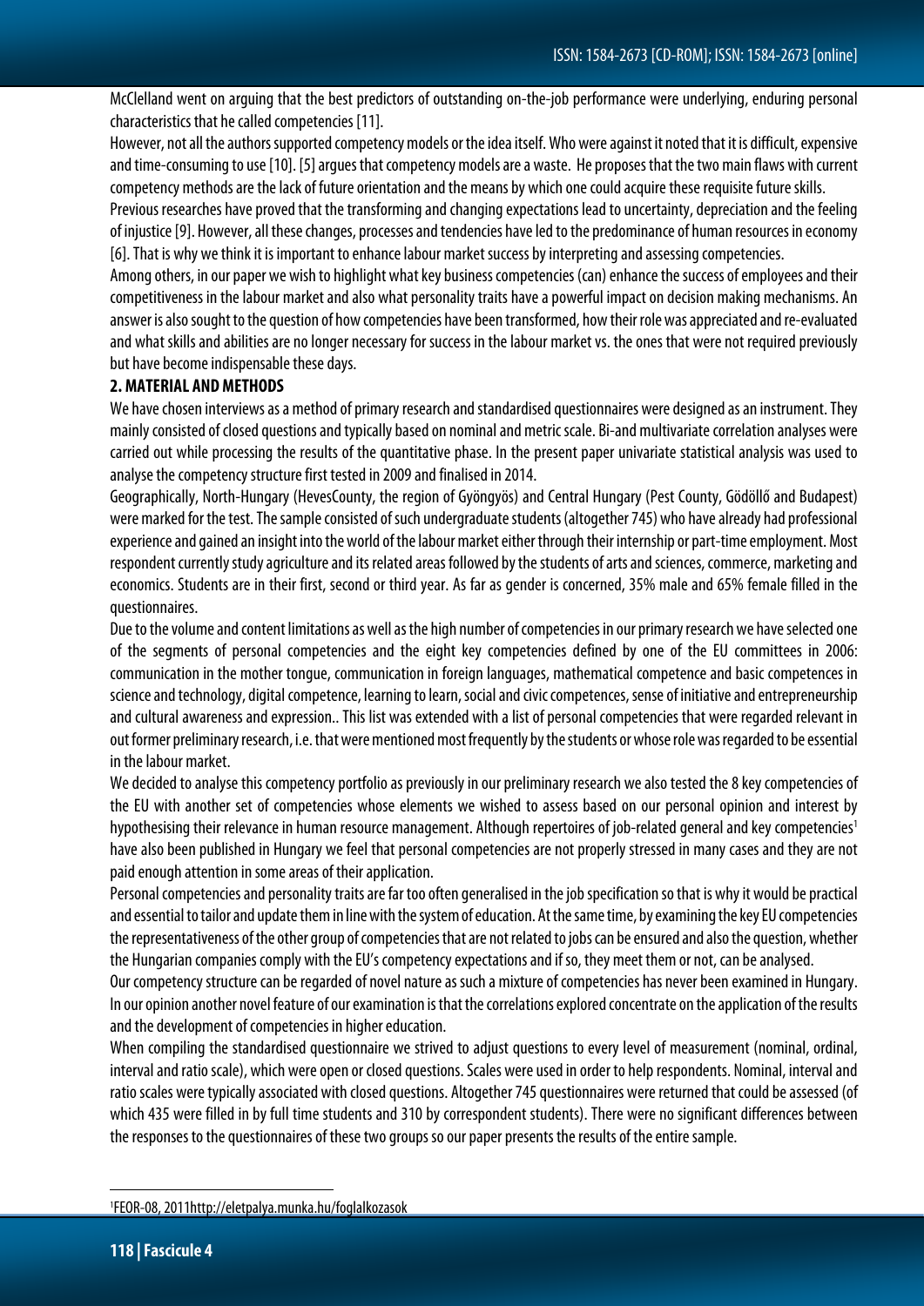McClelland went on arguing that the best predictors of outstanding on-the-job performance were underlying, enduring personal characteristics that he called competencies [11].

However, not all the authors supported competency models or the idea itself. Who were against it noted that it is difficult, expensive and time-consuming to use [10]. [5] argues that competency models are a waste. He proposes that the two main flaws with current competency methods are the lack of future orientation and the means by which one could acquire these requisite future skills.

Previous researches have proved that the transforming and changing expectations lead to uncertainty, depreciation and the feeling of injustice [9]. However, all these changes, processes and tendencies have led to the predominance of human resources in economy [6]. That is why we think it is important to enhance labour market success by interpreting and assessing competencies.

Among others, in our paper we wish to highlight what key business competencies (can) enhance the success of employees and their competitiveness in the labour market and also what personality traits have a powerful impact on decision making mechanisms. An answer is also sought to the question of how competencies have been transformed, how their role was appreciated and re-evaluated and what skills and abilities are no longer necessary for success in the labour market vs. the ones that were not required previously but have become indispensable these days.

## 2. MATERIAL AND METHODS

We have chosen interviews as a method of primary research and standardised questionnaires were designed as an instrument. They mainly consisted of closed questions and typically based on nominal and metric scale. Bi-and multivariate correlation analyses were carried out while processing the results of the quantitative phase. In the present paper univariate statistical analysis was used to analyse the competency structure first tested in 2009 and finalised in 2014.

Geographically, North-Hungary (HevesCounty, the region of Gyöngyös) and Central Hungary (Pest County, Gödöllő and Budapest) were marked for the test. The sample consisted of such undergraduate students (altogether 745) who have already had professional experience and gained an insight into the world of the labour market either through their internship or part-time employment. Most respondent currently study agriculture and its related areas followed by the students of arts and sciences, commerce, marketing and economics. Students are in their first, second or third year. As far as gender is concerned, 35% male and 65% female filled in the questionnaires.

Due to the volume and content limitations as well as the high number of competencies in our primary research we have selected one of the segments of personal competencies and the eight key competencies defined by one of the EU committees in 2006: communication in the mother tongue, communication in foreign languages, mathematical competence and basic competences in science and technology, digital competence, learning to learn, social and civic competences, sense of initiative and entrepreneurship and cultural awareness and expression.. This list was extended with a list of personal competencies that were regarded relevant in out former preliminary research, i.e. that were mentioned most frequently by the students or whose role was regarded to be essential in the labour market.

We decided to analyse this competency portfolio as previously in our preliminary research we also tested the 8 key competencies of the EU with another set of competencies whose elements we wished to assess based on our personal opinion and interest by hypothesising their relevance in human resource management. Although repertoires of job-related general and key competencies[1] have also been published in Hungary we feel that personal competencies are not properly stressed in many cases and they are not paid enough attention in some areas of their application.

Personal competencies and personality traits are far too often generalised in the job specification so that is why it would be practical and essential to tailor and update them in line with the system of education. At the same time, by examining the key EU competencies the representativeness of the other group of competencies that are not related to jobs can be ensured and also the question, whether the Hungarian companies comply with the EU's competency expectations and if so, they meet them or not, can be analysed.

Our competency structure can be regarded of novel nature as such a mixture of competencies has never been examined in Hungary. In our opinion another novel feature of our examination is that the correlations explored concentrate on the application of the results and the development of competencies in higher education.

When compiling the standardised questionnaire we strived to adjust questions to every level of measurement (nominal, ordinal, interval and ratio scale), which were open or closed questions. Scales were used in order to help respondents. Nominal, interval and ratio scales were typically associated with closed questions. Altogether 745 questionnaires were returned that could be assessed (of which 435 were filled in by full time students and 310 by correspondent students). There were no significant differences between the responses to the questionnaires of these two groups so our paper presents the results of the entire sample.

---

[1] FEOR-08, 2011http://eletpalya.munka.hu/foglalkozasok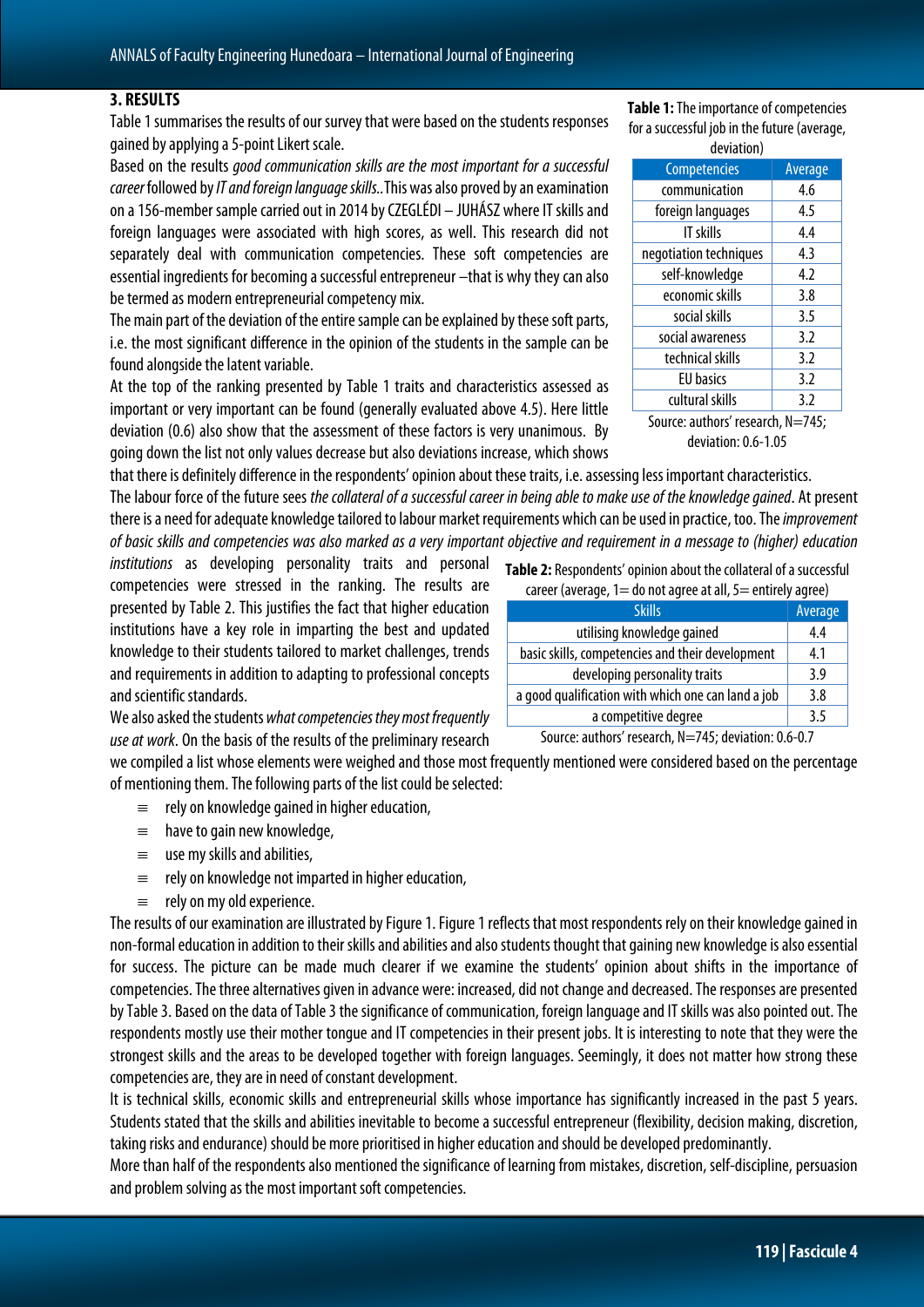## 3. RESULTS

Table 1 summarises the results of our survey that were based on the students responses gained by applying a 5-point Likert scale.

Based on the results *good communication skills are the most important for a successful career* followed by *IT and foreign language skills*..This was also proved by an examination on a 156-member sample carried out in 2014 by CZEGLÉDI – JUHÁSZ where IT skills and foreign languages were associated with high scores, as well. This research did not separately deal with communication competencies. These soft competencies are essential ingredients for becoming a successful entrepreneur –that is why they can also be termed as modern entrepreneurial competency mix.

The main part of the deviation of the entire sample can be explained by these soft parts, i.e. the most significant difference in the opinion of the students in the sample can be found alongside the latent variable.

At the top of the ranking presented by Table 1 traits and characteristics assessed as important or very important can be found (generally evaluated above 4.5). Here little deviation (0.6) also show that the assessment of these factors is very unanimous. By going down the list not only values decrease but also deviations increase, which shows that there is definitely difference in the respondents' opinion about these traits, i.e. assessing less important characteristics.

**Table 1:** The importance of competencies for a successful job in the future (average, deviation)

| Competencies | Average |
|---|---|
| communication | 4.6 |
| foreign languages | 4.5 |
| IT skills | 4.4 |
| negotiation techniques | 4.3 |
| self-knowledge | 4.2 |
| economic skills | 3.8 |
| social skills | 3.5 |
| social awareness | 3.2 |
| technical skills | 3.2 |
| EU basics | 3.2 |
| cultural skills | 3.2 |

Source: authors' research, N=745; deviation: 0.6-1.05

The labour force of the future sees *the collateral of a successful career in being able to make use of the knowledge gained*. At present there is a need for adequate knowledge tailored to labour market requirements which can be used in practice, too. The *improvement of basic skills and competencies was also marked as a very important objective and requirement in a message to (higher) education institutions* as developing personality traits and personal competencies were stressed in the ranking. The results are presented by Table 2. This justifies the fact that higher education institutions have a key role in imparting the best and updated knowledge to their students tailored to market challenges, trends and requirements in addition to adapting to professional concepts and scientific standards.

**Table 2:** Respondents' opinion about the collateral of a successful career (average, 1= do not agree at all, 5= entirely agree)

| Skills | Average |
|---|---|
| utilising knowledge gained | 4.4 |
| basic skills, competencies and their development | 4.1 |
| developing personality traits | 3.9 |
| a good qualification with which one can land a job | 3.8 |
| a competitive degree | 3.5 |

Source: authors' research, N=745; deviation: 0.6-0.7

We also asked the students *what competencies they most frequently use at work*. On the basis of the results of the preliminary research we compiled a list whose elements were weighed and those most frequently mentioned were considered based on the percentage of mentioning them. The following parts of the list could be selected:

- rely on knowledge gained in higher education,
- have to gain new knowledge,
- use my skills and abilities,
- rely on knowledge not imparted in higher education,
- rely on my old experience.

The results of our examination are illustrated by Figure 1. Figure 1 reflects that most respondents rely on their knowledge gained in non-formal education in addition to their skills and abilities and also students thought that gaining new knowledge is also essential for success. The picture can be made much clearer if we examine the students' opinion about shifts in the importance of competencies. The three alternatives given in advance were: increased, did not change and decreased. The responses are presented by Table 3. Based on the data of Table 3 the significance of communication, foreign language and IT skills was also pointed out. The respondents mostly use their mother tongue and IT competencies in their present jobs. It is interesting to note that they were the strongest skills and the areas to be developed together with foreign languages. Seemingly, it does not matter how strong these competencies are, they are in need of constant development.

It is technical skills, economic skills and entrepreneurial skills whose importance has significantly increased in the past 5 years. Students stated that the skills and abilities inevitable to become a successful entrepreneur (flexibility, decision making, discretion, taking risks and endurance) should be more prioritised in higher education and should be developed predominantly.

More than half of the respondents also mentioned the significance of learning from mistakes, discretion, self-discipline, persuasion and problem solving as the most important soft competencies.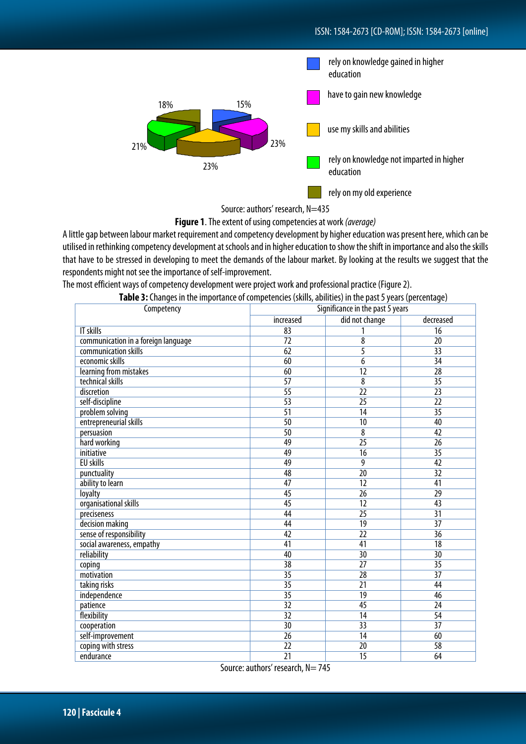Source: authors' research, N=435

**Figure 1**. The extent of using competencies at work *(average)*

A little gap between labour market requirement and competency development by higher education was present here, which can be utilised in rethinking competency development at schools and in higher education to show the shift in importance and also the skills that have to be stressed in developing to meet the demands of the labour market. By looking at the results we suggest that the respondents might not see the importance of self-improvement.

The most efficient ways of competency development were project work and professional practice (Figure 2).

**Table 3:** Changes in the importance of competencies (skills, abilities) in the past 5 years (percentage)

| Competency | Significance in the past 5 years | | |
|---|---|---|---|
| | increased | did not change | decreased |
| IT skills | 83 | 1 | 16 |
| communication in a foreign language | 72 | 8 | 20 |
| communication skills | 62 | 5 | 33 |
| economic skills | 60 | 6 | 34 |
| learning from mistakes | 60 | 12 | 28 |
| technical skills | 57 | 8 | 35 |
| discretion | 55 | 22 | 23 |
| self-discipline | 53 | 25 | 22 |
| problem solving | 51 | 14 | 35 |
| entrepreneurial skills | 50 | 10 | 40 |
| persuasion | 50 | 8 | 42 |
| hard working | 49 | 25 | 26 |
| initiative | 49 | 16 | 35 |
| EU skills | 49 | 9 | 42 |
| punctuality | 48 | 20 | 32 |
| ability to learn | 47 | 12 | 41 |
| loyalty | 45 | 26 | 29 |
| organisational skills | 45 | 12 | 43 |
| preciseness | 44 | 25 | 31 |
| decision making | 44 | 19 | 37 |
| sense of responsibility | 42 | 22 | 36 |
| social awareness, empathy | 41 | 41 | 18 |
| reliability | 40 | 30 | 30 |
| coping | 38 | 27 | 35 |
| motivation | 35 | 28 | 37 |
| taking risks | 35 | 21 | 44 |
| independence | 35 | 19 | 46 |
| patience | 32 | 45 | 24 |
| flexibility | 32 | 14 | 54 |
| cooperation | 30 | 33 | 37 |
| self-improvement | 26 | 14 | 60 |
| coping with stress | 22 | 20 | 58 |
| endurance | 21 | 15 | 64 |

Source: authors' research, N= 745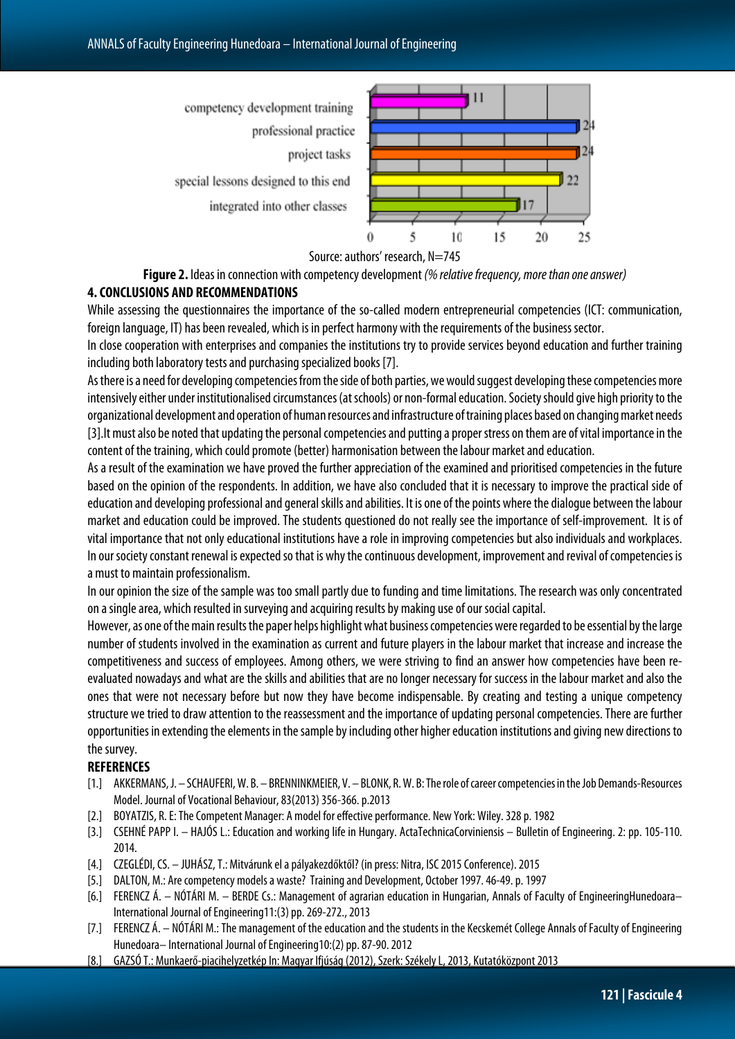| | % |
|---|---|
| competency development training | 11 |
| professional practice | 24 |
| project tasks | 24 |
| special lessons designed to this end | 22 |
| integrated into other classes | 17 |

Source: authors' research, N=745

**Figure 2.** Ideas in connection with competency development *(% relative frequency, more than one answer)*

## 4. CONCLUSIONS AND RECOMMENDATIONS

While assessing the questionnaires the importance of the so-called modern entrepreneurial competencies (ICT: communication, foreign language, IT) has been revealed, which is in perfect harmony with the requirements of the business sector.

In close cooperation with enterprises and companies the institutions try to provide services beyond education and further training including both laboratory tests and purchasing specialized books [7].

As there is a need for developing competencies from the side of both parties, we would suggest developing these competencies more intensively either under institutionalised circumstances (at schools) or non-formal education. Society should give high priority to the organizational development and operation of human resources and infrastructure of training places based on changing market needs [3].It must also be noted that updating the personal competencies and putting a proper stress on them are of vital importance in the content of the training, which could promote (better) harmonisation between the labour market and education.

As a result of the examination we have proved the further appreciation of the examined and prioritised competencies in the future based on the opinion of the respondents. In addition, we have also concluded that it is necessary to improve the practical side of education and developing professional and general skills and abilities. It is one of the points where the dialogue between the labour market and education could be improved. The students questioned do not really see the importance of self-improvement. It is of vital importance that not only educational institutions have a role in improving competencies but also individuals and workplaces. In our society constant renewal is expected so that is why the continuous development, improvement and revival of competencies is a must to maintain professionalism.

In our opinion the size of the sample was too small partly due to funding and time limitations. The research was only concentrated on a single area, which resulted in surveying and acquiring results by making use of our social capital.

However, as one of the main results the paper helps highlight what business competencies were regarded to be essential by the large number of students involved in the examination as current and future players in the labour market that increase and increase the competitiveness and success of employees. Among others, we were striving to find an answer how competencies have been re-evaluated nowadays and what are the skills and abilities that are no longer necessary for success in the labour market and also the ones that were not necessary before but now they have become indispensable. By creating and testing a unique competency structure we tried to draw attention to the reassessment and the importance of updating personal competencies. There are further opportunities in extending the elements in the sample by including other higher education institutions and giving new directions to the survey.

## REFERENCES

[1.] AKKERMANS, J. – SCHAUFERI, W. B. – BRENNINKMEIER, V. – BLONK, R. W. B: The role of career competencies in the Job Demands-Resources Model. Journal of Vocational Behaviour, 83(2013) 356-366. p.2013

[2.] BOYATZIS, R. E: The Competent Manager: A model for effective performance. New York: Wiley. 328 p. 1982

[3.] CSEHNÉ PAPP I. – HAJÓS L.: Education and working life in Hungary. ActaTechnicaCorviniensis – Bulletin of Engineering. 2: pp. 105-110. 2014.

[4.] CZEGLÉDI, CS. – JUHÁSZ, T.: Mitvárunk el a pályakezdőktől? (in press: Nitra, ISC 2015 Conference). 2015

[5.] DALTON, M.: Are competency models a waste? Training and Development, October 1997. 46-49. p. 1997

[6.] FERENCZ Á. – NÓTÁRI M. – BERDE Cs.: Management of agrarian education in Hungarian, Annals of Faculty of EngineeringHunedoara– International Journal of Engineering11:(3) pp. 269-272., 2013

[7.] FERENCZ Á. – NÓTÁRI M.: The management of the education and the students in the Kecskemét College Annals of Faculty of Engineering Hunedoara– International Journal of Engineering10:(2) pp. 87-90. 2012

[8.] GAZSÓ T.: Munkaerő-piacihelyzetkép In: Magyar Ifjúság (2012), Szerk: Székely L, 2013, Kutatóközpont 2013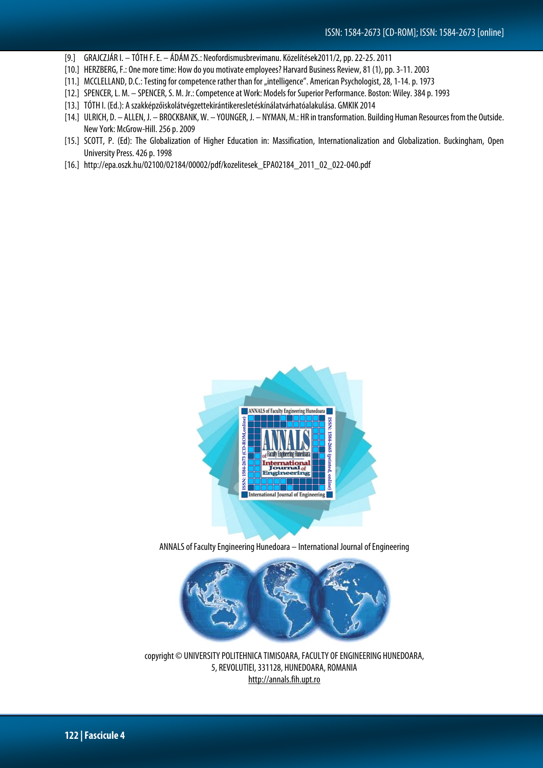[9.] GRAJCZJÁR I. – TÓTH F. E. – ÁDÁM ZS.: Neofordismusbrevimanu. Közelítések2011/2, pp. 22-25. 2011

[10.] HERZBERG, F.: One more time: How do you motivate employees? Harvard Business Review, 81 (1), pp. 3-11. 2003

[11.] MCCLELLAND, D.C.: Testing for competence rather than for „intelligence". American Psychologist, 28, 1-14. p. 1973

[12.] SPENCER, L. M. – SPENCER, S. M. Jr.: Competence at Work: Models for Superior Performance. Boston: Wiley. 384 p. 1993

[13.] TÓTH I. (Ed.): A szakképzőiskolátvégzettekirántikeresletéskínálatvárhatóalakulása. GMKIK 2014

[14.] ULRICH, D. – ALLEN, J. – BROCKBANK, W. – YOUNGER, J. – NYMAN, M.: HR in transformation. Building Human Resources from the Outside. New York: McGrow-Hill. 256 p. 2009

[15.] SCOTT, P. (Ed): The Globalization of Higher Education in: Massification, Internationalization and Globalization. Buckingham, Open University Press. 426 p. 1998

[16.] http://epa.oszk.hu/02100/02184/00002/pdf/kozelitesek_EPA02184_2011_02_022-040.pdf

ANNALS of Faculty Engineering Hunedoara – International Journal of Engineering

copyright © UNIVERSITY POLITEHNICA TIMISOARA, FACULTY OF ENGINEERING HUNEDOARA,
5, REVOLUTIEI, 331128, HUNEDOARA, ROMANIA
http://annals.fih.upt.ro